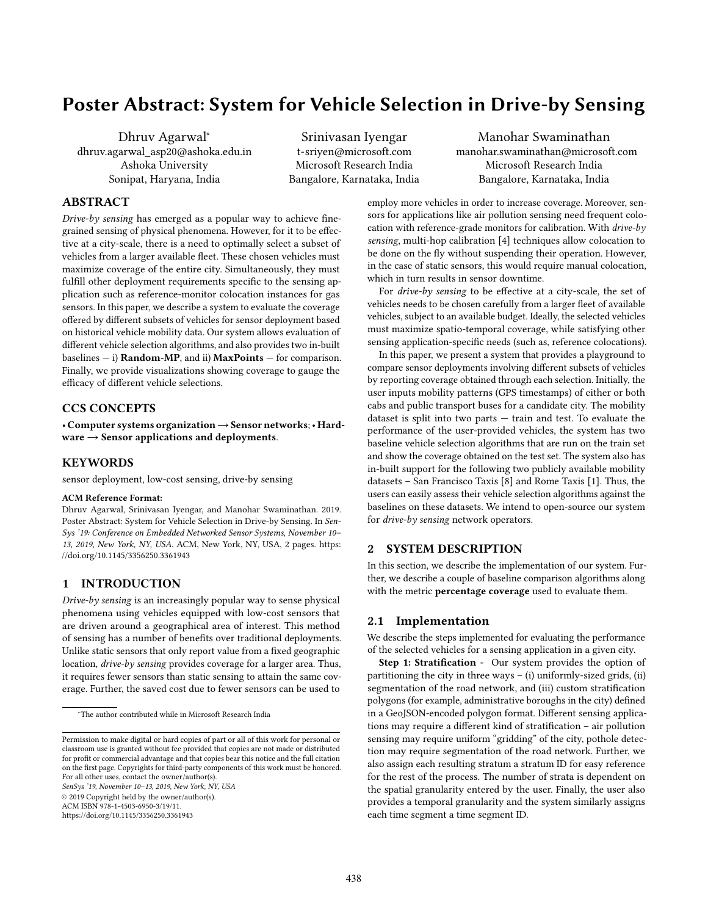# Poster Abstract: System for Vehicle Selection in Drive-by Sensing

Dhruv Agarwal*
dhruv.agarwal_asp20@ashoka.edu.in
Ashoka University
Sonipat, Haryana, India

Srinivasan Iyengar
t-sriyen@microsoft.com
Microsoft Research India
Bangalore, Karnataka, India

Manohar Swaminathan
manohar.swaminathan@microsoft.com
Microsoft Research India
Bangalore, Karnataka, India

## ABSTRACT

*Drive-by sensing* has emerged as a popular way to achieve fine-grained sensing of physical phenomena. However, for it to be effective at a city-scale, there is a need to optimally select a subset of vehicles from a larger available fleet. These chosen vehicles must maximize coverage of the entire city. Simultaneously, they must fulfill other deployment requirements specific to the sensing application such as reference-monitor colocation instances for gas sensors. In this paper, we describe a system to evaluate the coverage offered by different subsets of vehicles for sensor deployment based on historical vehicle mobility data. Our system allows evaluation of different vehicle selection algorithms, and also provides two in-built baselines — i) **Random-MP**, and ii) **MaxPoints** — for comparison. Finally, we provide visualizations showing coverage to gauge the efficacy of different vehicle selections.

## CCS CONCEPTS

• **Computer systems organization → Sensor networks**; • **Hardware → Sensor applications and deployments**.

## KEYWORDS

sensor deployment, low-cost sensing, drive-by sensing

**ACM Reference Format:**
Dhruv Agarwal, Srinivasan Iyengar, and Manohar Swaminathan. 2019. Poster Abstract: System for Vehicle Selection in Drive-by Sensing. In *SenSys '19: Conference on Embedded Networked Sensor Systems, November 10–13, 2019, New York, NY, USA*. ACM, New York, NY, USA, 2 pages. https://doi.org/10.1145/3356250.3361943

## 1 INTRODUCTION

*Drive-by sensing* is an increasingly popular way to sense physical phenomena using vehicles equipped with low-cost sensors that are driven around a geographical area of interest. This method of sensing has a number of benefits over traditional deployments. Unlike static sensors that only report value from a fixed geographic location, *drive-by sensing* provides coverage for a larger area. Thus, it requires fewer sensors than static sensing to attain the same coverage. Further, the saved cost due to fewer sensors can be used to employ more vehicles in order to increase coverage. Moreover, sensors for applications like air pollution sensing need frequent colocation with reference-grade monitors for calibration. With *drive-by sensing*, multi-hop calibration [4] techniques allow colocation to be done on the fly without suspending their operation. However, in the case of static sensors, this would require manual colocation, which in turn results in sensor downtime.

For *drive-by sensing* to be effective at a city-scale, the set of vehicles needs to be chosen carefully from a larger fleet of available vehicles, subject to an available budget. Ideally, the selected vehicles must maximize spatio-temporal coverage, while satisfying other sensing application-specific needs (such as, reference colocations).

In this paper, we present a system that provides a playground to compare sensor deployments involving different subsets of vehicles by reporting coverage obtained through each selection. Initially, the user inputs mobility patterns (GPS timestamps) of either or both cabs and public transport buses for a candidate city. The mobility dataset is split into two parts — train and test. To evaluate the performance of the user-provided vehicles, the system has two baseline vehicle selection algorithms that are run on the train set and show the coverage obtained on the test set. The system also has in-built support for the following two publicly available mobility datasets – San Francisco Taxis [8] and Rome Taxis [1]. Thus, the users can easily assess their vehicle selection algorithms against the baselines on these datasets. We intend to open-source our system for *drive-by sensing* network operators.

## 2 SYSTEM DESCRIPTION

In this section, we describe the implementation of our system. Further, we describe a couple of baseline comparison algorithms along with the metric **percentage coverage** used to evaluate them.

### 2.1 Implementation

We describe the steps implemented for evaluating the performance of the selected vehicles for a sensing application in a given city.

**Step 1: Stratification -** Our system provides the option of partitioning the city in three ways – (i) uniformly-sized grids, (ii) segmentation of the road network, and (iii) custom stratification polygons (for example, administrative boroughs in the city) defined in a GeoJSON-encoded polygon format. Different sensing applications may require a different kind of stratification – air pollution sensing may require uniform "gridding" of the city, pothole detection may require segmentation of the road network. Further, we also assign each resulting stratum a stratum ID for easy reference for the rest of the process. The number of strata is dependent on the spatial granularity entered by the user. Finally, the user also provides a temporal granularity and the system similarly assigns each time segment a time segment ID.

*The author contributed while in Microsoft Research India

Permission to make digital or hard copies of part or all of this work for personal or classroom use is granted without fee provided that copies are not made or distributed for profit or commercial advantage and that copies bear this notice and the full citation on the first page. Copyrights for third-party components of this work must be honored. For all other uses, contact the owner/author(s).
*SenSys '19, November 10–13, 2019, New York, NY, USA*
© 2019 Copyright held by the owner/author(s).
ACM ISBN 978-1-4503-6950-3/19/11.
https://doi.org/10.1145/3356250.3361943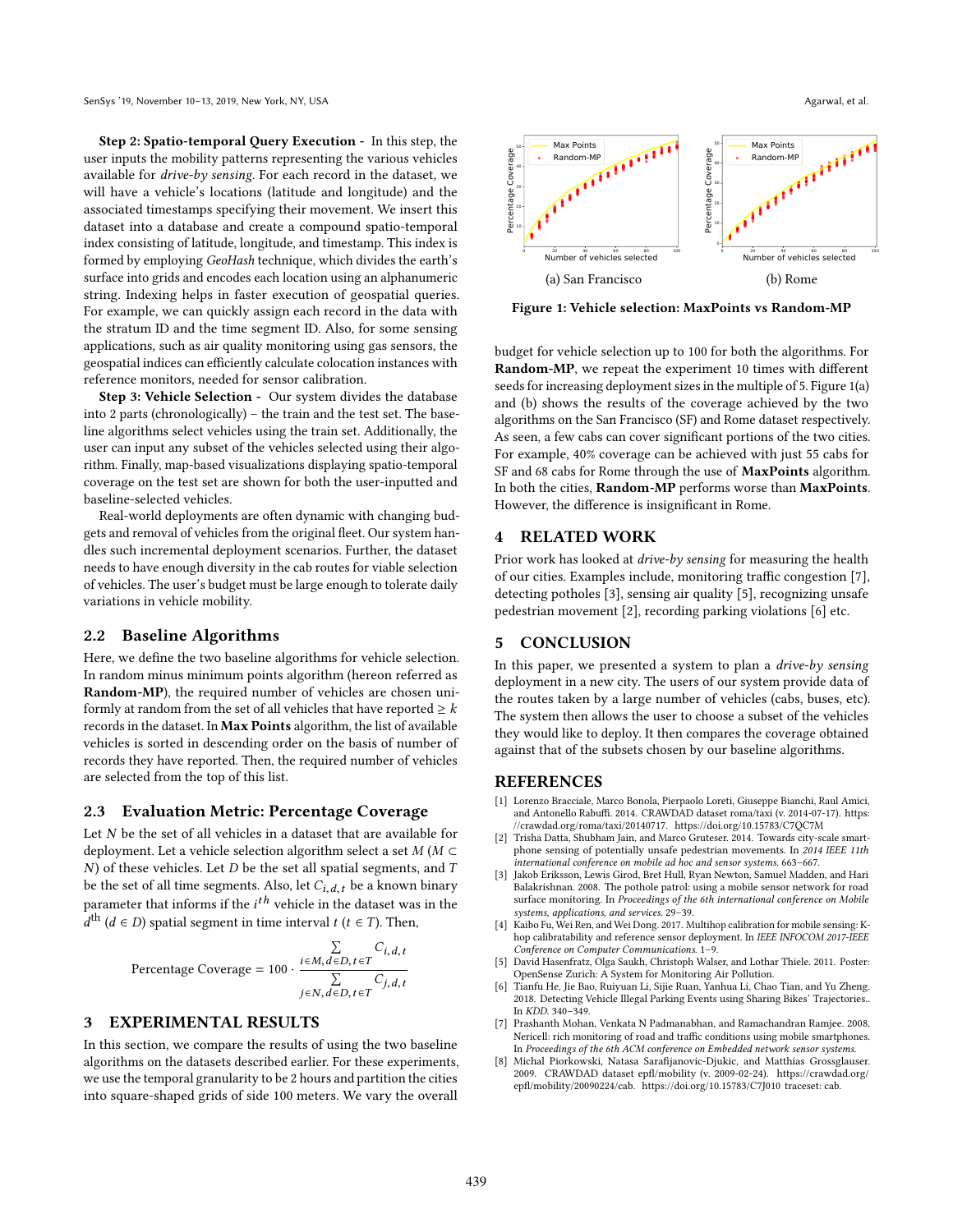**Step 2: Spatio-temporal Query Execution -** In this step, the user inputs the mobility patterns representing the various vehicles available for *drive-by sensing*. For each record in the dataset, we will have a vehicle's locations (latitude and longitude) and the associated timestamps specifying their movement. We insert this dataset into a database and create a compound spatio-temporal index consisting of latitude, longitude, and timestamp. This index is formed by employing *GeoHash* technique, which divides the earth's surface into grids and encodes each location using an alphanumeric string. Indexing helps in faster execution of geospatial queries. For example, we can quickly assign each record in the data with the stratum ID and the time segment ID. Also, for some sensing applications, such as air quality monitoring using gas sensors, the geospatial indices can efficiently calculate colocation instances with reference monitors, needed for sensor calibration.

**Step 3: Vehicle Selection -** Our system divides the database into 2 parts (chronologically) – the train and the test set. The baseline algorithms select vehicles using the train set. Additionally, the user can input any subset of the vehicles selected using their algorithm. Finally, map-based visualizations displaying spatio-temporal coverage on the test set are shown for both the user-inputted and baseline-selected vehicles.

Real-world deployments are often dynamic with changing budgets and removal of vehicles from the original fleet. Our system handles such incremental deployment scenarios. Further, the dataset needs to have enough diversity in the cab routes for viable selection of vehicles. The user's budget must be large enough to tolerate daily variations in vehicle mobility.

## 2.2 Baseline Algorithms

Here, we define the two baseline algorithms for vehicle selection. In random minus minimum points algorithm (hereon referred as **Random-MP**), the required number of vehicles are chosen uniformly at random from the set of all vehicles that have reported $\geq k$ records in the dataset. In **Max Points** algorithm, the list of available vehicles is sorted in descending order on the basis of number of records they have reported. Then, the required number of vehicles are selected from the top of this list.

## 2.3 Evaluation Metric: Percentage Coverage

Let $N$ be the set of all vehicles in a dataset that are available for deployment. Let a vehicle selection algorithm select a set $M$ ($M \subset N$) of these vehicles. Let $D$ be the set all spatial segments, and $T$ be the set of all time segments. Also, let $C_{i,d,t}$ be a known binary parameter that informs if the $i^{th}$ vehicle in the dataset was in the $d^{\text{th}}$ ($d \in D$) spatial segment in time interval $t$ ($t \in T$). Then,

$$\text{Percentage Coverage} = 100 \cdot \frac{\sum\limits_{i \in M, d \in D, t \in T} C_{i,d,t}}{\sum\limits_{j \in N, d \in D, t \in T} C_{j,d,t}}$$

# 3 EXPERIMENTAL RESULTS

In this section, we compare the results of using the two baseline algorithms on the datasets described earlier. For these experiments, we use the temporal granularity to be 2 hours and partition the cities into square-shaped grids of side 100 meters. We vary the overall budget for vehicle selection up to 100 for both the algorithms. For **Random-MP**, we repeat the experiment 10 times with different seeds for increasing deployment sizes in the multiple of 5. Figure 1(a) and (b) shows the results of the coverage achieved by the two algorithms on the San Francisco (SF) and Rome dataset respectively. As seen, a few cabs can cover significant portions of the two cities. For example, 40% coverage can be achieved with just 55 cabs for SF and 68 cabs for Rome through the use of **MaxPoints** algorithm. In both the cities, **Random-MP** performs worse than **MaxPoints**. However, the difference is insignificant in Rome.

Max Points
Random-MP
Percentage Coverage
Number of vehicles selected

(a) San Francisco

Max Points
Random-MP
Percentage Coverage
Number of vehicles selected

(b) Rome

**Figure 1: Vehicle selection: MaxPoints vs Random-MP**

# 4 RELATED WORK

Prior work has looked at *drive-by sensing* for measuring the health of our cities. Examples include, monitoring traffic congestion [7], detecting potholes [3], sensing air quality [5], recognizing unsafe pedestrian movement [2], recording parking violations [6] etc.

# 5 CONCLUSION

In this paper, we presented a system to plan a *drive-by sensing* deployment in a new city. The users of our system provide data of the routes taken by a large number of vehicles (cabs, buses, etc). The system then allows the user to choose a subset of the vehicles they would like to deploy. It then compares the coverage obtained against that of the subsets chosen by our baseline algorithms.

# REFERENCES

[1] Lorenzo Bracciale, Marco Bonola, Pierpaolo Loreti, Giuseppe Bianchi, Raul Amici, and Antonello Rabuffi. 2014. CRAWDAD dataset roma/taxi (v. 2014-07-17). https://crawdad.org/roma/taxi/20140717. https://doi.org/10.15783/C7QC7M

[2] Trisha Datta, Shubham Jain, and Marco Gruteser. 2014. Towards city-scale smartphone sensing of potentially unsafe pedestrian movements. In *2014 IEEE 11th international conference on mobile ad hoc and sensor systems*. 663–667.

[3] Jakob Eriksson, Lewis Girod, Bret Hull, Ryan Newton, Samuel Madden, and Hari Balakrishnan. 2008. The pothole patrol: using a mobile sensor network for road surface monitoring. In *Proceedings of the 6th international conference on Mobile systems, applications, and services*. 29–39.

[4] Kaibo Fu, Wei Ren, and Wei Dong. 2017. Multihop calibration for mobile sensing: K-hop calibratability and reference sensor deployment. In *IEEE INFOCOM 2017-IEEE Conference on Computer Communications*. 1–9.

[5] David Hasenfratz, Olga Saukh, Christoph Walser, and Lothar Thiele. 2011. Poster: OpenSense Zurich: A System for Monitoring Air Pollution.

[6] Tianfu He, Jie Bao, Ruiyuan Li, Sijie Ruan, Yanhua Li, Chao Tian, and Yu Zheng. 2018. Detecting Vehicle Illegal Parking Events using Sharing Bikes' Trajectories.. In *KDD*. 340–349.

[7] Prashanth Mohan, Venkata N Padmanabhan, and Ramachandran Ramjee. 2008. Nericell: rich monitoring of road and traffic conditions using mobile smartphones. In *Proceedings of the 6th ACM conference on Embedded network sensor systems*.

[8] Michal Piorkowski, Natasa Sarafijanovic-Djukic, and Matthias Grossglauser. 2009. CRAWDAD dataset epfl/mobility (v. 2009-02-24). https://crawdad.org/epfl/mobility/20090224/cab. https://doi.org/10.15783/C7J010 traceset: cab.